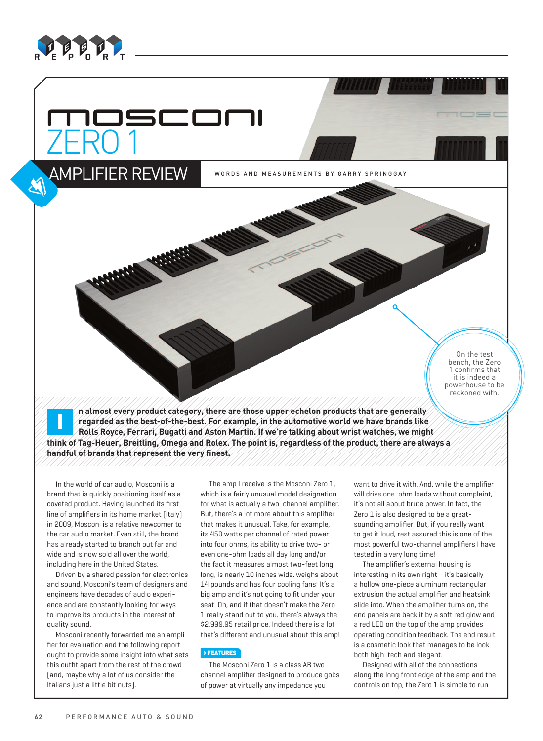# MOSCONI ZERO 1

## AMPLIFIER REVIEW

WORDS AND MEASUREMENTS BY GARRY SPRINGGAY

On the test bench, the Zero 1 confirms that it is indeed a powerhouse to be reckoned with.

**In almost every product category, there are those upper echelon products that are generally regarded as the best-of-the-best. For example, in the automotive world we have brands like Rolls Royce, Ferrari, Bugatti and Aston Martin. If we're talking about wrist watches, we might think of Tag-Heuer, Breitling, Omega and Rolex. The point is, regardless of the product, there are always a handful of brands that represent the very finest.**

In the world of car audio, Mosconi is a brand that is quickly positioning itself as a coveted product. Having launched its first line of amplifiers in its home market (Italy) in 2009, Mosconi is a relative newcomer to the car audio market. Even still, the brand has already started to branch out far and wide and is now sold all over the world, including here in the United States.

Driven by a shared passion for electronics and sound, Mosconi's team of designers and engineers have decades of audio experience and are constantly looking for ways to improve its products in the interest of quality sound.

Mosconi recently forwarded me an amplifier for evaluation and the following report ought to provide some insight into what sets this outfit apart from the rest of the crowd (and, maybe why a lot of us consider the Italians just a little bit nuts).

The amp I receive is the Mosconi Zero 1, which is a fairly unusual model designation for what is actually a two-channel amplifier. But, there's a lot more about this amplifier that makes it unusual. Take, for example, its 450 watts per channel of rated power into four ohms, its ability to drive two- or even one-ohm loads all day long and/or the fact it measures almost two-feet long long, is nearly 10 inches wide, weighs about 14 pounds and has four cooling fans! It's a big amp and it's not going to fit under your seat. Oh, and if that doesn't make the Zero 1 really stand out to you, there's always the $2,999.95 retail price. Indeed there is a lot that's different and unusual about this amp!

### › FEATURES

The Mosconi Zero 1 is a class AB two-channel amplifier designed to produce gobs of power at virtually any impedance you want to drive it with. And, while the amplifier will drive one-ohm loads without complaint, it's not all about brute power. In fact, the Zero 1 is also designed to be a great-sounding amplifier. But, if you really want to get it loud, rest assured this is one of the most powerful two-channel amplifiers I have tested in a very long time!

The amplifier's external housing is interesting in its own right – it's basically a hollow one-piece aluminum rectangular extrusion the actual amplifier and heatsink slide into. When the amplifier turns on, the end panels are backlit by a soft red glow and a red LED on the top of the amp provides operating condition feedback. The end result is a cosmetic look that manages to be look both high-tech and elegant.

Designed with all of the connections along the long front edge of the amp and the controls on top, the Zero 1 is simple to run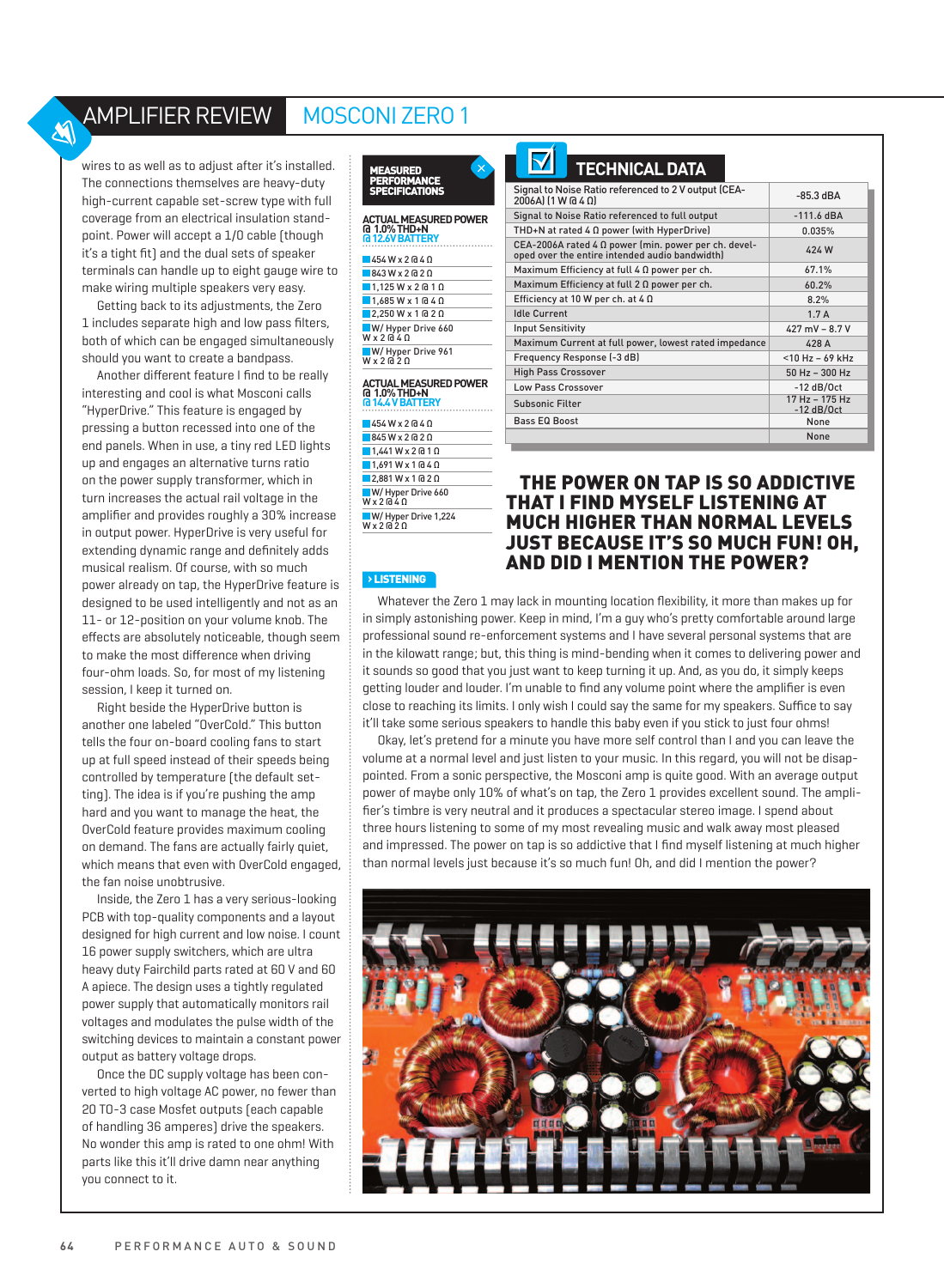wires to as well as to adjust after it's installed. The connections themselves are heavy-duty high-current capable set-screw type with full coverage from an electrical insulation standpoint. Power will accept a 1/0 cable (though it's a tight fit) and the dual sets of speaker terminals can handle up to eight gauge wire to make wiring multiple speakers very easy.

Getting back to its adjustments, the Zero 1 includes separate high and low pass filters, both of which can be engaged simultaneously should you want to create a bandpass.

Another different feature I find to be really interesting and cool is what Mosconi calls "HyperDrive." This feature is engaged by pressing a button recessed into one of the end panels. When in use, a tiny red LED lights up and engages an alternative turns ratio on the power supply transformer, which in turn increases the actual rail voltage in the amplifier and provides roughly a 30% increase in output power. HyperDrive is very useful for extending dynamic range and definitely adds musical realism. Of course, with so much power already on tap, the HyperDrive feature is designed to be used intelligently and not as an 11- or 12-position on your volume knob. The effects are absolutely noticeable, though seem to make the most difference when driving four-ohm loads. So, for most of my listening session, I keep it turned on.

Right beside the HyperDrive button is another one labeled "OverCold." This button tells the four on-board cooling fans to start up at full speed instead of their speeds being controlled by temperature (the default setting). The idea is if you're pushing the amp hard and you want to manage the heat, the OverCold feature provides maximum cooling on demand. The fans are actually fairly quiet, which means that even with OverCold engaged, the fan noise unobtrusive.

Inside, the Zero 1 has a very serious-looking PCB with top-quality components and a layout designed for high current and low noise. I count 16 power supply switchers, which are ultra heavy duty Fairchild parts rated at 60 V and 60 A apiece. The design uses a tightly regulated power supply that automatically monitors rail voltages and modulates the pulse width of the switching devices to maintain a constant power output as battery voltage drops.

Once the DC supply voltage has been converted to high voltage AC power, no fewer than 20 TO-3 case Mosfet outputs (each capable of handling 36 amperes) drive the speakers. No wonder this amp is rated to one ohm! With parts like this it'll drive damn near anything you connect to it.

### MEASURED PERFORMANCE SPECIFICATIONS

**ACTUAL MEASURED POWER @ 1.0% THD+N @ 12.6V BATTERY**

- 454 W x 2 @ 4 Ω
- 843 W x 2 @ 2 Ω
- 1,125 W x 2 @ 1 Ω
- 1,685 W x 1 @ 4 Ω
- 2,250 W x 1 @ 2 Ω
- W/ Hyper Drive 660 W x 2 @ 4 Ω
- W/ Hyper Drive 961 W x 2 @ 2 Ω

**ACTUAL MEASURED POWER @ 1.0% THD+N @ 14.4 V BATTERY**

- 454 W x 2 @ 4 Ω
- 845 W x 2 @ 2 Ω
- 1,441 W x 2 @ 1 Ω
- 1,691 W x 1 @ 4 Ω
- 2,881 W x 1 @ 2 Ω
- W/ Hyper Drive 660 W x 2 @ 4 Ω
- W/ Hyper Drive 1,224 W x 2 @ 2 Ω

### TECHNICAL DATA

| Parameter | Value |
|---|---|
| Signal to Noise Ratio referenced to 2 V output (CEA-2006A) (1 W @ 4 Ω) | -85.3 dBA |
| Signal to Noise Ratio referenced to full output | -111.6 dBA |
| THD+N at rated 4 Ω power (with HyperDrive) | 0.035% |
| CEA-2006A rated 4 Ω power (min. power per ch. developed over the entire intended audio bandwidth) | 424 W |
| Maximum Efficiency at full 4 Ω power per ch. | 67.1% |
| Maximum Efficiency at full 2 Ω power per ch. | 60.2% |
| Efficiency at 10 W per ch. at 4 Ω | 8.2% |
| Idle Current | 1.7 A |
| Input Sensitivity | 427 mV – 8.7 V |
| Maximum Current at full power, lowest rated impedance | 428 A |
| Frequency Response (-3 dB) | <10 Hz – 69 kHz |
| High Pass Crossover | 50 Hz – 300 Hz |
| Low Pass Crossover | -12 dB/Oct |
| Subsonic Filter | 17 Hz – 175 Hz -12 dB/Oct |
| Bass EQ Boost | None |
| | None |

**THE POWER ON TAP IS SO ADDICTIVE THAT I FIND MYSELF LISTENING AT MUCH HIGHER THAN NORMAL LEVELS JUST BECAUSE IT'S SO MUCH FUN! OH, AND DID I MENTION THE POWER?**

### LISTENING

Whatever the Zero 1 may lack in mounting location flexibility, it more than makes up for in simply astonishing power. Keep in mind, I'm a guy who's pretty comfortable around large professional sound re-enforcement systems and I have several personal systems that are in the kilowatt range; but, this thing is mind-bending when it comes to delivering power and it sounds so good that you just want to keep turning it up. And, as you do, it simply keeps getting louder and louder. I'm unable to find any volume point where the amplifier is even close to reaching its limits. I only wish I could say the same for my speakers. Suffice to say it'll take some serious speakers to handle this baby even if you stick to just four ohms!

Okay, let's pretend for a minute you have more self control than I and you can leave the volume at a normal level and just listen to your music. In this regard, you will not be disappointed. From a sonic perspective, the Mosconi amp is quite good. With an average output power of maybe only 10% of what's on tap, the Zero 1 provides excellent sound. The amplifier's timbre is very neutral and it produces a spectacular stereo image. I spend about three hours listening to some of my most revealing music and walk away most pleased and impressed. The power on tap is so addictive that I find myself listening at much higher than normal levels just because it's so much fun! Oh, and did I mention the power?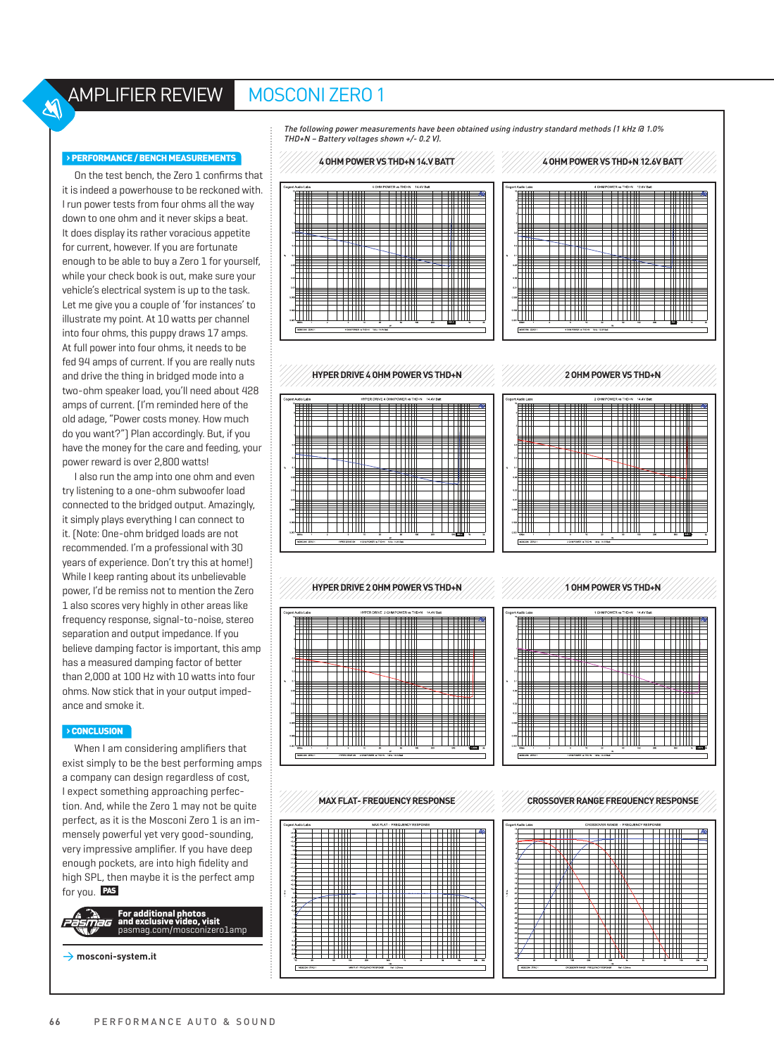# AMPLIFIER REVIEW MOSCONI ZERO 1

## › PERFORMANCE / BENCH MEASUREMENTS

On the test bench, the Zero 1 confirms that it is indeed a powerhouse to be reckoned with. I run power tests from four ohms all the way down to one ohm and it never skips a beat. It does display its rather voracious appetite for current, however. If you are fortunate enough to be able to buy a Zero 1 for yourself, while your check book is out, make sure your vehicle's electrical system is up to the task. Let me give you a couple of 'for instances' to illustrate my point. At 10 watts per channel into four ohms, this puppy draws 17 amps. At full power into four ohms, it needs to be fed 94 amps of current. If you are really nuts and drive the thing in bridged mode into a two-ohm speaker load, you'll need about 428 amps of current. (I'm reminded here of the old adage, "Power costs money. How much do you want?") Plan accordingly. But, if you have the money for the care and feeding, your power reward is over 2,800 watts!

I also run the amp into one ohm and even try listening to a one-ohm subwoofer load connected to the bridged output. Amazingly, it simply plays everything I can connect to it. (Note: One-ohm bridged loads are not recommended. I'm a professional with 30 years of experience. Don't try this at home!) While I keep ranting about this unbelievable power, I'd be remiss not to mention the Zero 1 also scores very highly in other areas like frequency response, signal-to-noise, stereo separation and output impedance. If you believe damping factor is important, this amp has a measured damping factor of better than 2,000 at 100 Hz with 10 watts into four ohms. Now stick that in your output impedance and smoke it.

## › CONCLUSION

When I am considering amplifiers that exist simply to be the best performing amps a company can design regardless of cost, I expect something approaching perfection. And, while the Zero 1 may not be quite perfect, as it is the Mosconi Zero 1 is an immensely powerful yet very good-sounding, very impressive amplifier. If you have deep enough pockets, are into high fidelity and high SPL, then maybe it is the perfect amp for you. PAS

For additional photos and exclusive video, visit pasmag.com/mosconizero1amp

→ mosconi-system.it

*The following power measurements have been obtained using industry standard methods (1 kHz @ 1.0% THD+N – Battery voltages shown +/- 0.2 V).*

4 OHM POWER VS THD+N 14.V BATT

4 OHM POWER VS THD+N 12.6V BATT

HYPER DRIVE 4 OHM POWER VS THD+N

2 OHM POWER VS THD+N

HYPER DRIVE 2 OHM POWER VS THD+N

1 OHM POWER VS THD+N

MAX FLAT- FREQUENCY RESPONSE

CROSSOVER RANGE FREQUENCY RESPONSE